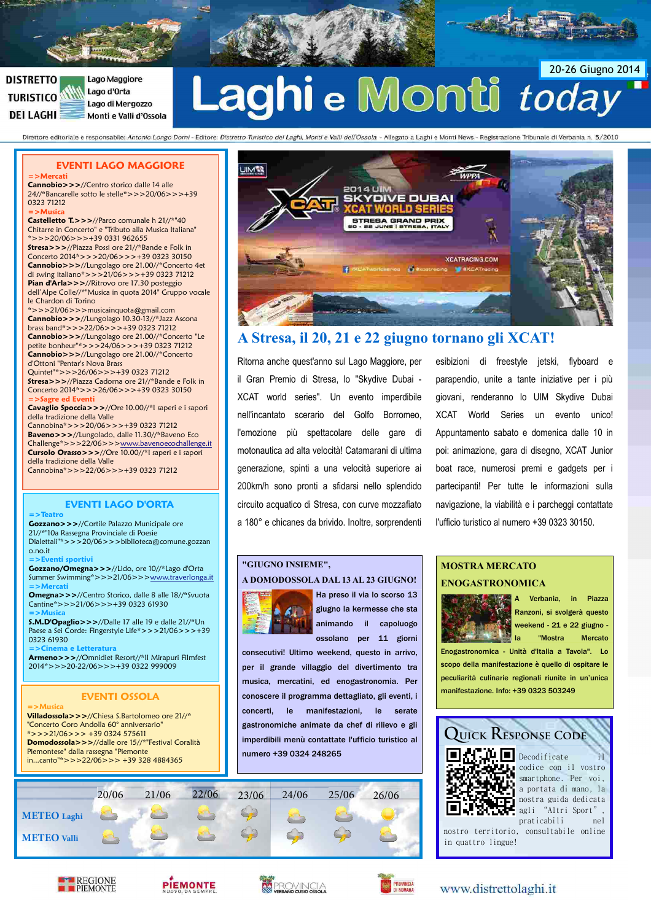DISTRETTO TURISTICO DEI LAGHI

Lago Maggiore
Lago d'Orta
Lago di Mergozzo
Monti e Valli d'Ossola

# Laghi e Monti *today*

20-26 Giugno 2014

Direttore editoriale e responsabile: *Antonio Longo Dorni* - Editore: *Distretto Turistico dei Laghi, Monti e Valli dell'Ossola* - Allegato a Laghi e Monti News - Registrazione Tribunale di Verbania n. 5/2010

## EVENTI LAGO MAGGIORE

**=>Mercati**

**Cannobio>>>**//Centro storico dalle 14 alle 24//*Bancarelle sotto le stelle*>>>20/06>>>+39 0323 71212

**=>Musica**

**Castelletto T.>>>**//Parco comunale h 21//*"40 Chitarre in Concerto" e "Tributo alla Musica Italiana" *>>>20/06>>>+39 0331 962655

**Stresa>>>**//Piazza Possi ore 21//*Bande e Folk in Concerto 2014*>>>20/06>>>+39 0323 30150

**Cannobio>>>**//Lungolago ore 21.00//*Concerto 4et di swing italiano*>>>21/06>>>+39 0323 71212

**Pian d'Arla>>>**//Ritrovo ore 17.30 posteggio dell'Alpe Colle//*"Musica in quota 2014" Gruppo vocale le Chardon di Torino *>>>21/06>>>musicainquota@gmail.com

**Cannobio>>>**//Lungolago 10.30-13//*Jazz Ascona brass band*>>>22/06>>>+39 0323 71212

**Cannobio>>>**//Lungolago ore 21.00//*Concerto "Le petite bonheur"*>>>24/06>>>+39 0323 71212

**Cannobio>>>**//Lungolago ore 21.00//*Concerto d'Ottoni "Pentar's Nova Brass Quintet"*>>>26/06>>>+39 0323 71212

**Stresa>>>**//Piazza Cadorna ore 21//*Bande e Folk in Concerto 2014*>>>26/06>>>+39 0323 30150

**=>Sagre ed Eventi**

**Cavaglio Spoccia>>>**//Ore 10.00//*I saperi e i sapori della tradizione della Valle Cannobina*>>>20/06>>>+39 0323 71212

**Baveno>>>**//Lungolado, dalle 11.30//*Baveno Eco Challenge*>>>22/06>>>www.bavenoecochallenge.it

**Cursolo Orasso>>>**//Ore 10.00//*I saperi e i sapori della tradizione della Valle Cannobina*>>>22/06>>>+39 0323 71212

## EVENTI LAGO D'ORTA

**=>Teatro**

**Gozzano>>>**//Cortile Palazzo Municipale ore 21//*"10a Rassegna Provinciale di Poesie Dialettali"*>>>20/06>>>biblioteca@comune.gozzano.no.it

**=>Eventi sportivi**

**Gozzano/Omegna>>>**//Lido, ore 10//*Lago d'Orta Summer Swimming*>>>21/06>>>www.traverlonga.it

**=>Mercati**

**Omegna>>>**//Centro Storico, dalle 8 alle 18//*Svuota Cantine*>>>21/06>>>+39 0323 61930

**=>Musica**

**S.M.D'Opaglio>>>**//Dalle 17 alle 19 e dalle 21//*Un Paese a Sei Corde: Fingerstyle Life*>>>21/06>>>+39 0323 61930

**=>Cinema e Letteratura**

**Armeno>>>**//Omnidiet Resort//*Il Mirapuri Filmfest 2014*>>>20-22/06>>>+39 0322 999009

## EVENTI OSSOLA

**=>Musica**

**Villadossola>>>**//Chiesa S.Bartolomeo ore 21//*"Concerto Coro Andolla 60° anniversario" *>>>21/06>>> +39 0324 575611

**Domodossola>>>**//dalle ore 15//*"Festival Coralità Piemontese" dalla rassegna "Piemonte in...canto"*>>>22/06>>> +39 328 4884365

## A Stresa, il 20, 21 e 22 giugno tornano gli XCAT!

Ritorna anche quest'anno sul Lago Maggiore, per il Gran Premio di Stresa, lo "Skydive Dubai - XCAT world series". Un evento imperdibile nell'incantato scerario del Golfo Borromeo, l'emozione più spettacolare delle gare di motonautica ad alta velocità! Catamarani di ultima generazione, spinti a una velocità superiore ai 200km/h sono pronti a sfidarsi nello splendido circuito acquatico di Stresa, con curve mozzafiato a 180° e chicanes da brivido. Inoltre, sorprendenti esibizioni di freestyle jetski, flyboard e parapendio, unite a tante iniziative per i più giovani, renderanno lo UIM Skydive Dubai XCAT World Series un evento unico! Appuntamento sabato e domenica dalle 10 in poi: animazione, gara di disegno, XCAT Junior boat race, numerosi premi e gadgets per i partecipanti! Per tutte le informazioni sulla navigazione, la viabilità e i parcheggi contattate l'ufficio turistico al numero +39 0323 30150.

### "GIUGNO INSIEME", A DOMODOSSOLA DAL 13 AL 23 GIUGNO!

Ha preso il via lo scorso 13 giugno la kermesse che sta animando il capoluogo ossolano per 11 giorni consecutivi! Ultimo weekend, questo in arrivo, per il grande villaggio del divertimento tra musica, mercatini, ed enogastronomia. Per conoscere il programma dettagliato, gli eventi, i concerti, le manifestazioni, le serate gastronomiche animate da chef di rilievo e gli imperdibili menù contattate l'ufficio turistico al numero +39 0324 248265

### MOSTRA MERCATO ENOGASTRONOMICA

A Verbania, in Piazza Ranzoni, si svolgerà questo weekend - 21 e 22 giugno - la "Mostra Mercato Enogastronomica - Unità d'Italia a Tavola". Lo scopo della manifestazione è quello di ospitare le peculiarità culinarie regionali riunite in un'unica manifestazione. Info: +39 0323 503249

| | 20/06 | 21/06 | 22/06 | 23/06 | 24/06 | 25/06 | 26/06 |
|---|---|---|---|---|---|---|---|
| METEO Laghi | | | | | | | |
| METEO Valli | | | | | | | |

### QUICK RESPONSE CODE

Decodificate il codice con il vostro smartphone. Per voi, a portata di mano, la nostra guida dedicata agli "Altri Sport" praticabili nel nostro territorio, consultabile online in quattro lingue!

www.distrettolaghi.it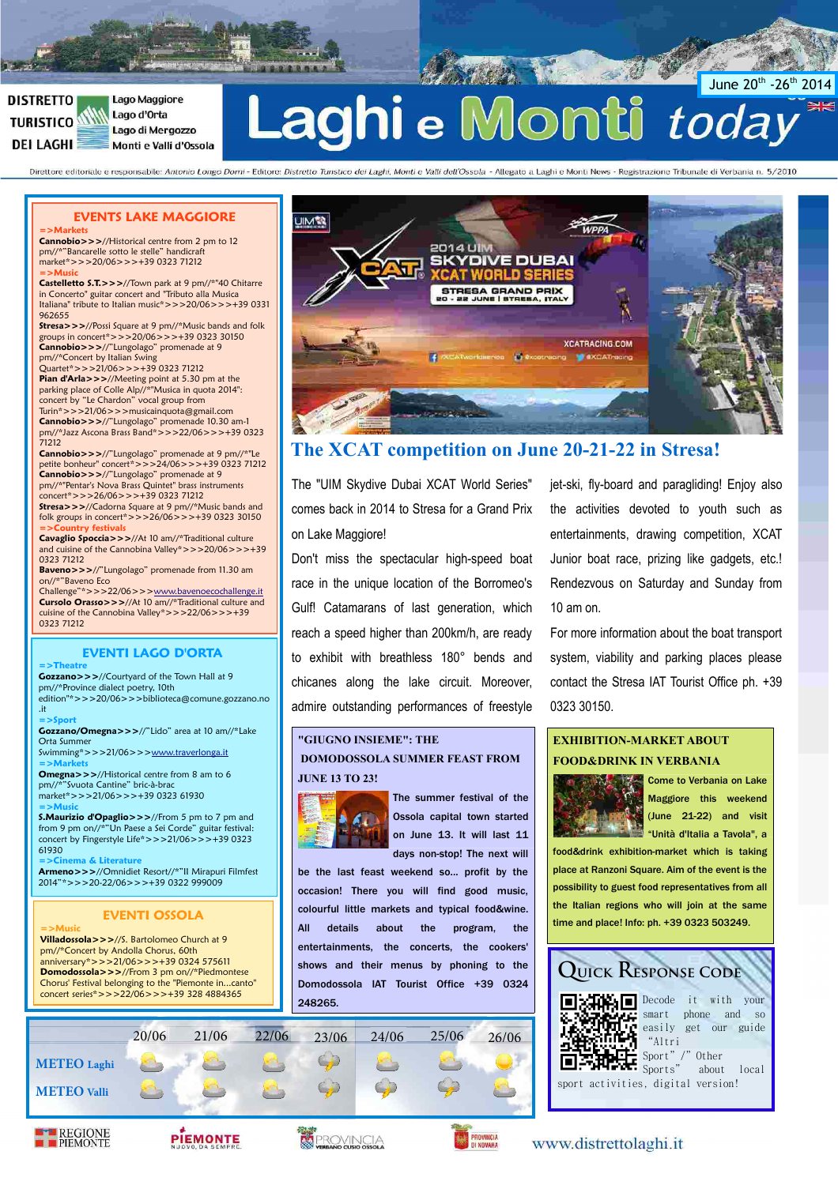# Laghi e Monti today

June 20th -26th 2014

DISTRETTO TURISTICO DEI LAGHI — Lago Maggiore, Lago d'Orta, Lago di Mergozzo, Monti e Valli d'Ossola

Direttore editoriale e responsabile: *Antonio Longo Dorni* - Editore: *Distretto Turistico dei Laghi, Monti e Valli dell'Ossola* - Allegato a Laghi e Monti News - Registrazione Tribunale di Verbania n. 5/2010

## EVENTS LAKE MAGGIORE

=>Markets

**Cannobio>>>**//Historical centre from 2 pm to 12 pm//*"Bancarelle sotto le stelle" handicraft market*>>>20/06>>>+39 0323 71212

=>Music

**Castelletto S.T.>>>**//Town park at 9 pm//*"40 Chitarre in Concerto" guitar concert and "Tributo alla Musica Italiana" tribute to Italian music*>>>20/06>>>+39 0331 962655

**Stresa>>>**//Possi Square at 9 pm//*Music bands and folk groups in concert*>>>20/06>>>+39 0323 30150

**Cannobio>>>**//"Lungolago" promenade at 9 pm//*Concert by Italian Swing Quartet*>>>21/06>>>+39 0323 71212

**Pian d'Arla>>>**//Meeting point at 5.30 pm at the parking place of Colle Alp//*"Musica in quota 2014": concert by "Le Chardon" vocal group from Turin*>>>21/06>>>musicainquota@gmail.com

**Cannobio>>>**//"Lungolago" promenade 10.30 am-1 pm//*Jazz Ascona Brass Band*>>>22/06>>>+39 0323 71212

**Cannobio>>>**//"Lungolago" promenade at 9 pm//*"Le petite bonheur" concert*>>>24/06>>>+39 0323 71212

**Cannobio>>>**//"Lungolago" promenade at 9 pm//*"Pentar's Nova Brass Quintet" brass instruments concert*>>>26/06>>>+39 0323 71212

**Stresa>>>**//Cadorna Square at 9 pm//*Music bands and folk groups in concert*>>>26/06>>>+39 0323 30150

=>Country festivals

**Cavaglio Spoccia>>>**//At 10 am//*Traditional culture and cuisine of the Cannobina Valley*>>>20/06>>>+39 0323 71212

**Baveno>>>**//"Lungolago" promenade from 11.30 am on//*"Baveno Eco Challenge"*>>>22/06>>>www.bavenoecochallenge.it

**Cursolo Orasso>>>**//At 10 am//*Traditional culture and cuisine of the Cannobina Valley*>>>22/06>>>+39 0323 71212

## EVENTI LAGO D'ORTA

=>Theatre

**Gozzano>>>**//Courtyard of the Town Hall at 9 pm//*Province dialect poetry, 10th edition*>>>20/06>>>biblioteca@comune.gozzano.no.it

=>Sport

**Gozzano/Omegna>>>**//"Lido" area at 10 am//*Lake Orta Summer Swimming*>>>21/06>>>www.traverlonga.it

=>Markets

**Omegna>>>**//Historical centre from 8 am to 6 pm//*"Svuota Cantine" bric-à-brac market*>>>21/06>>>+39 0323 61930

=>Music

**S.Maurizio d'Opaglio>>>**//From 5 pm to 7 pm and from 9 pm on//*"Un Paese a Sei Corde" guitar festival: concert by Fingerstyle Life*>>>21/06>>>+39 0323 61930

=>Cinema & Literature

**Armeno>>>**//Omnidiet Resort//*"Il Mirapuri Filmfest 2014"*>>>20-22/06>>>+39 0322 999009

## EVENTI OSSOLA

=>Music

**Villadossola>>>**//S. Bartolomeo Church at 9 pm//*Concert by Andolla Chorus, 60th anniversary*>>>21/06>>>+39 0324 575611

**Domodossola>>>**//From 3 pm on//*Piedmontese Chorus' Festival belonging to the "Piemonte in...canto" concert series*>>>22/06>>>+39 328 4884365

## The XCAT competition on June 20-21-22 in Stresa!

The "UIM Skydive Dubai XCAT World Series" comes back in 2014 to Stresa for a Grand Prix on Lake Maggiore!

Don't miss the spectacular high-speed boat race in the unique location of the Borromeo's Gulf! Catamarans of last generation, which reach a speed higher than 200km/h, are ready to exhibit with breathless 180° bends and chicanes along the lake circuit. Moreover, admire outstanding performances of freestyle jet-ski, fly-board and paragliding! Enjoy also the activities devoted to youth such as entertainments, drawing competition, XCAT Junior boat race, prizing like gadgets, etc.! Rendezvous on Saturday and Sunday from 10 am on.

For more information about the boat transport system, viability and parking places please contact the Stresa IAT Tourist Office ph. +39 0323 30150.

### "GIUGNO INSIEME": THE DOMODOSSOLA SUMMER FEAST FROM JUNE 13 TO 23!

The summer festival of the Ossola capital town started on June 13. It will last 11 days non-stop! The next will be the last feast weekend so... profit by the occasion! There you will find good music, colourful little markets and typical food&wine. All details about the program, the entertainments, the concerts, the cookers' shows and their menus by phoning to the Domodossola IAT Tourist Office +39 0324 248265.

### EXHIBITION-MARKET ABOUT FOOD&DRINK IN VERBANIA

Come to Verbania on Lake Maggiore this weekend (June 21-22) and visit "Unità d'Italia a Tavola", a food&drink exhibition-market which is taking place at Ranzoni Square. Aim of the event is the possibility to guest food representatives from all the Italian regions who will join at the same time and place! Info: ph. +39 0323 503249.

### Quick Response Code

Decode it with your smart phone and so easily get our guide "Altri Sport" /" Other Sports" about local sport activities, digital version!

| | 20/06 | 21/06 | 22/06 | 23/06 | 24/06 | 25/06 | 26/06 |
|---|---|---|---|---|---|---|---|
| METEO Laghi | | | | | | | |
| METEO Valli | | | | | | | |

REGIONE PIEMONTE — PIEMONTE — PROVINCIA VERBANO CUSIO OSSOLA — PROVINCIA DI NOVARA

www.distrettolaghi.it